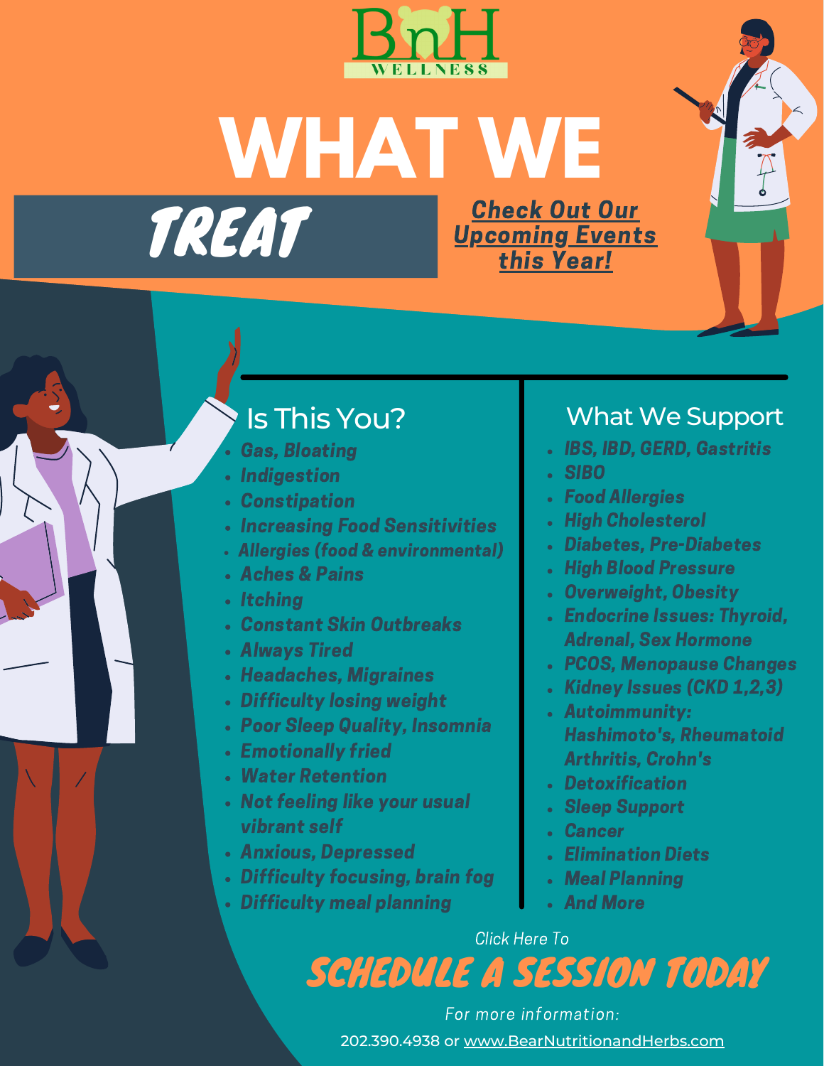BnH WELLNESS

# WHAT WE TREAT

***Check Out Our Upcoming Events this Year!***

## Is This You?

- ***Gas, Bloating***
- ***Indigestion***
- ***Constipation***
- ***Increasing Food Sensitivities***
- ***Allergies (food & environmental)***
- ***Aches & Pains***
- ***Itching***
- ***Constant Skin Outbreaks***
- ***Always Tired***
- ***Headaches, Migraines***
- ***Difficulty losing weight***
- ***Poor Sleep Quality, Insomnia***
- ***Emotionally fried***
- ***Water Retention***
- ***Not feeling like your usual vibrant self***
- ***Anxious, Depressed***
- ***Difficulty focusing, brain fog***
- ***Difficulty meal planning***

## What We Support

- ***IBS, IBD, GERD, Gastritis***
- ***SIBO***
- ***Food Allergies***
- ***High Cholesterol***
- ***Diabetes, Pre-Diabetes***
- ***High Blood Pressure***
- ***Overweight, Obesity***
- ***Endocrine Issues: Thyroid, Adrenal, Sex Hormone***
- ***PCOS, Menopause Changes***
- ***Kidney Issues (CKD 1,2,3)***
- ***Autoimmunity: Hashimoto's, Rheumatoid Arthritis, Crohn's***
- ***Detoxification***
- ***Sleep Support***
- ***Cancer***
- ***Elimination Diets***
- ***Meal Planning***
- ***And More***

*Click Here To*

## SCHEDULE A SESSION TODAY

*For more information:*

202.390.4938 or www.BearNutritionandHerbs.com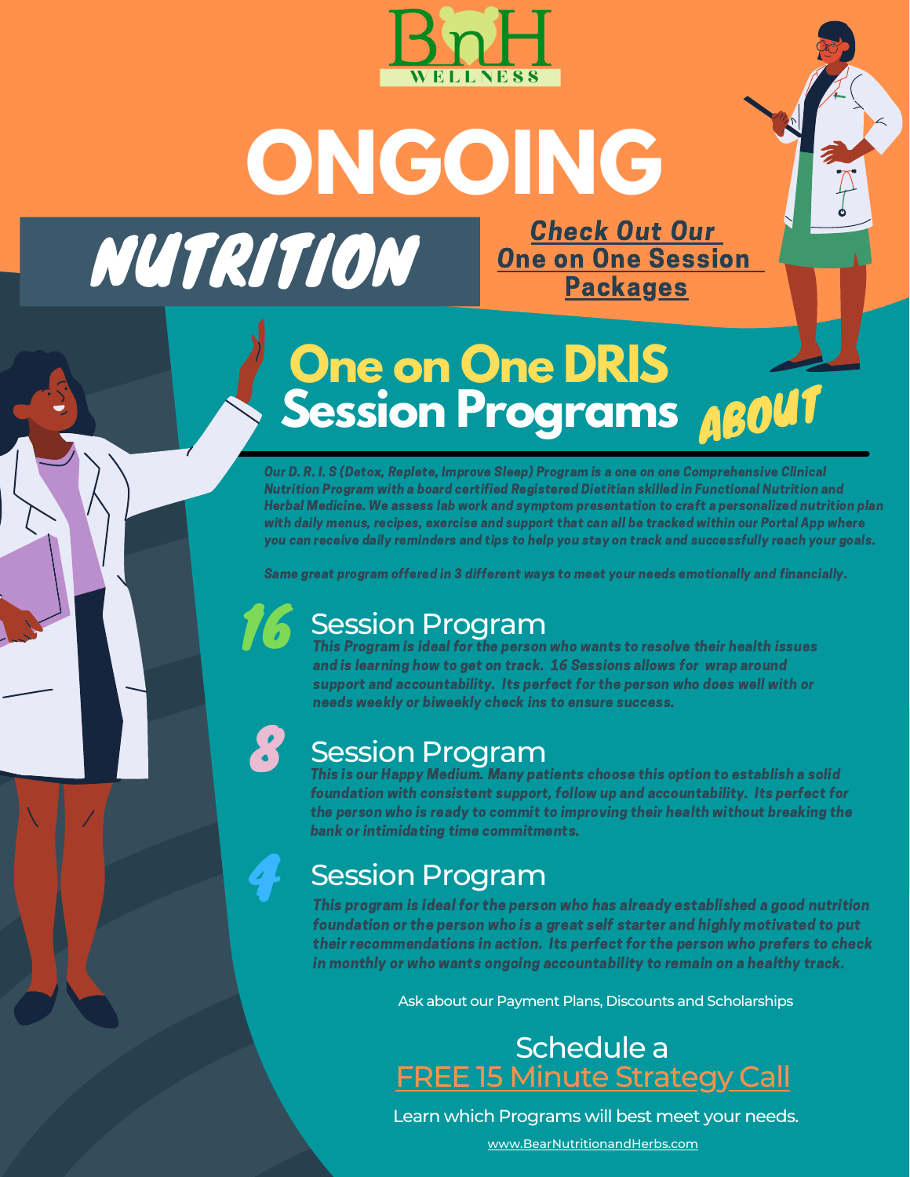BnH WELLNESS

# ONGOING

## NUTRITION

**Check Out Our One on One Session Packages**

## One on One DRIS Session Programs

ABOUT

*Our D. R. I. S (Detox, Replete, Improve Sleep) Program is a one on one Comprehensive Clinical Nutrition Program with a board certified Registered Dietitian skilled in Functional Nutrition and Herbal Medicine. We assess lab work and symptom presentation to craft a personalized nutrition plan with daily menus, recipes, exercise and support that can all be tracked within our Portal App where you can receive daily reminders and tips to help you stay on track and successfully reach your goals.*

*Same great program offered in 3 different ways to meet your needs emotionally and financially.*

### 16 Session Program

*This Program is ideal for the person who wants to resolve their health issues and is learning how to get on track. 16 Sessions allows for wrap around support and accountability. Its perfect for the person who does well with or needs weekly or biweekly check ins to ensure success.*

### 8 Session Program

*This is our Happy Medium. Many patients choose this option to establish a solid foundation with consistent support, follow up and accountability. Its perfect for the person who is ready to commit to improving their health without breaking the bank or intimidating time commitments.*

### 4 Session Program

*This program is ideal for the person who has already established a good nutrition foundation or the person who is a great self starter and highly motivated to put their recommendations in action. Its perfect for the person who prefers to check in monthly or who wants ongoing accountability to remain on a healthy track.*

Ask about our Payment Plans, Discounts and Scholarships

Schedule a
FREE 15 Minute Strategy Call

Learn which Programs will best meet your needs.

www.BearNutritionandHerbs.com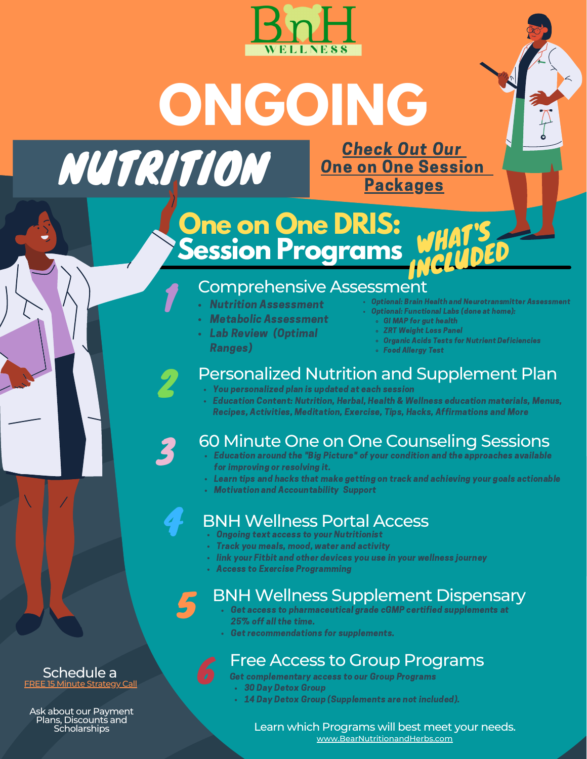BnH WELLNESS

# ONGOING NUTRITION

[Check Out Our One on One Session Packages]

## One on One DRIS: Session Programs

WHAT'S INCLUDED

### 1 Comprehensive Assessment

- *Nutrition Assessment*
- *Metabolic Assessment*
- *Lab Review (Optimal Ranges)*
- *Optional: Brain Health and Neurotransmitter Assessment*
- *Optional: Functional Labs (done at home):*
  - *GI MAP for gut health*
  - *ZRT Weight Loss Panel*
  - *Organic Acids Tests for Nutrient Deficiencies*
  - *Food Allergy Test*

### 2 Personalized Nutrition and Supplement Plan

- *You personalized plan is updated at each session*
- *Education Content: Nutrition, Herbal, Health & Wellness education materials, Menus, Recipes, Activities, Meditation, Exercise, Tips, Hacks, Affirmations and More*

### 3 60 Minute One on One Counseling Sessions

- *Education around the "Big Picture" of your condition and the approaches available for improving or resolving it.*
- *Learn tips and hacks that make getting on track and achieving your goals actionable*
- *Motivation and Accountability Support*

### 4 BNH Wellness Portal Access

- *Ongoing text access to your Nutritionist*
- *Track you meals, mood, water and activity*
- *link your Fitbit and other devices you use in your wellness journey*
- *Access to Exercise Programming*

### 5 BNH Wellness Supplement Dispensary

- *Get access to pharmaceutical grade cGMP certified supplements at 25% off all the time.*
- *Get recommendations for supplements.*

### 6 Free Access to Group Programs

*Get complementary access to our Group Programs*

- *30 Day Detox Group*
- *14 Day Detox Group (Supplements are not included).*

Schedule a [FREE 15 Minute Strategy Call]

Ask about our Payment Plans, Discounts and Scholarships

Learn which Programs will best meet your needs.
[www.BearNutritionandHerbs.com]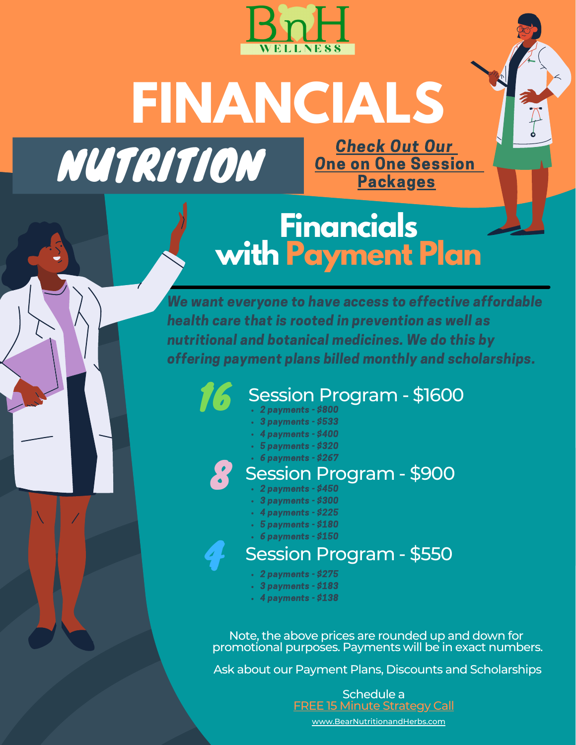BnH WELLNESS

# FINANCIALS

## NUTRITION

**Check Out Our One on One Session Packages**

## Financials with Payment Plan

***We want everyone to have access to effective affordable health care that is rooted in prevention as well as nutritional and botanical medicines. We do this by offering payment plans billed monthly and scholarships.***

### 16 Session Program - $1600

- *2 payments - $800*
- *3 payments - $533*
- *4 payments - $400*
- *5 payments - $320*
- *6 payments - $267*

### 8 Session Program - $900

- *2 payments - $450*
- *3 payments - $300*
- *4 payments - $225*
- *5 payments - $180*
- *6 payments - $150*

### 4 Session Program - $550

- *2 payments - $275*
- *3 payments - $183*
- *4 payments - $138*

Note, the above prices are rounded up and down for promotional purposes. Payments will be in exact numbers.

Ask about our Payment Plans, Discounts and Scholarships

Schedule a
FREE 15 Minute Strategy Call

www.BearNutritionandHerbs.com